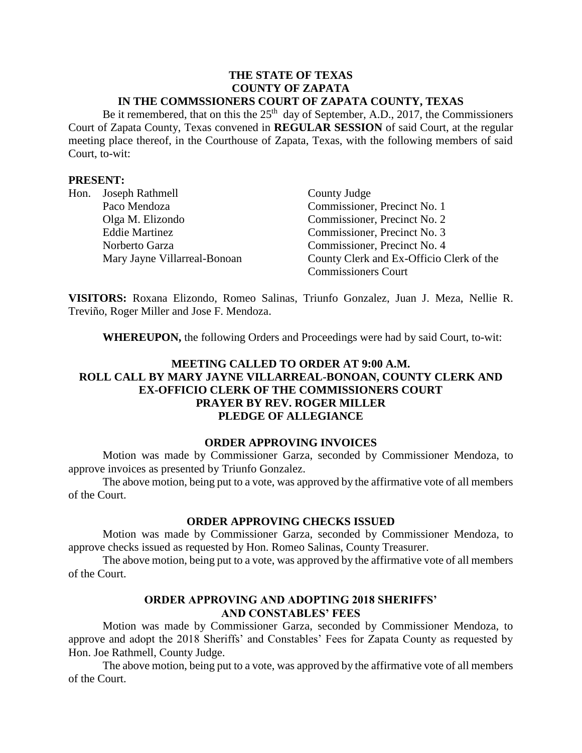**THE STATE OF TEXAS**
**COUNTY OF ZAPATA**
**IN THE COMMSSIONERS COURT OF ZAPATA COUNTY, TEXAS**

Be it remembered, that on this the 25th day of September, A.D., 2017, the Commissioners Court of Zapata County, Texas convened in **REGULAR SESSION** of said Court, at the regular meeting place thereof, in the Courthouse of Zapata, Texas, with the following members of said Court, to-wit:

**PRESENT:**

| | | |
|---|---|---|
| Hon. | Joseph Rathmell | County Judge |
| | Paco Mendoza | Commissioner, Precinct No. 1 |
| | Olga M. Elizondo | Commissioner, Precinct No. 2 |
| | Eddie Martinez | Commissioner, Precinct No. 3 |
| | Norberto Garza | Commissioner, Precinct No. 4 |
| | Mary Jayne Villarreal-Bonoan | County Clerk and Ex-Officio Clerk of the Commissioners Court |

**VISITORS:** Roxana Elizondo, Romeo Salinas, Triunfo Gonzalez, Juan J. Meza, Nellie R. Treviño, Roger Miller and Jose F. Mendoza.

**WHEREUPON,** the following Orders and Proceedings were had by said Court, to-wit:

**MEETING CALLED TO ORDER AT 9:00 A.M.**
**ROLL CALL BY MARY JAYNE VILLARREAL-BONOAN, COUNTY CLERK AND EX-OFFICIO CLERK OF THE COMMISSIONERS COURT**
**PRAYER BY REV. ROGER MILLER**
**PLEDGE OF ALLEGIANCE**

**ORDER APPROVING INVOICES**

Motion was made by Commissioner Garza, seconded by Commissioner Mendoza, to approve invoices as presented by Triunfo Gonzalez.

The above motion, being put to a vote, was approved by the affirmative vote of all members of the Court.

**ORDER APPROVING CHECKS ISSUED**

Motion was made by Commissioner Garza, seconded by Commissioner Mendoza, to approve checks issued as requested by Hon. Romeo Salinas, County Treasurer.

The above motion, being put to a vote, was approved by the affirmative vote of all members of the Court.

**ORDER APPROVING AND ADOPTING 2018 SHERIFFS' AND CONSTABLES' FEES**

Motion was made by Commissioner Garza, seconded by Commissioner Mendoza, to approve and adopt the 2018 Sheriffs' and Constables' Fees for Zapata County as requested by Hon. Joe Rathmell, County Judge.

The above motion, being put to a vote, was approved by the affirmative vote of all members of the Court.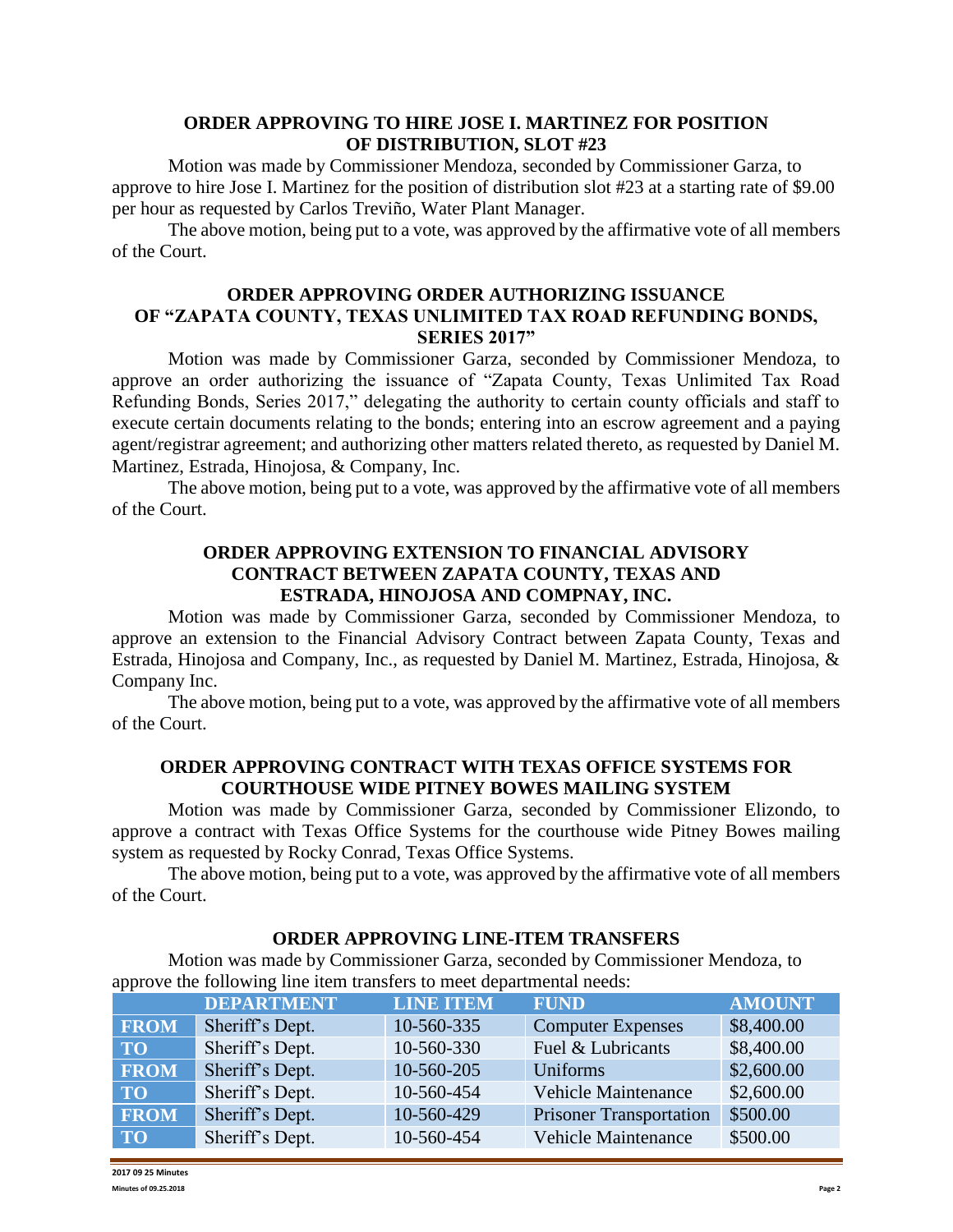## ORDER APPROVING TO HIRE JOSE I. MARTINEZ FOR POSITION OF DISTRIBUTION, SLOT #23

Motion was made by Commissioner Mendoza, seconded by Commissioner Garza, to approve to hire Jose I. Martinez for the position of distribution slot #23 at a starting rate of $9.00 per hour as requested by Carlos Treviño, Water Plant Manager.

The above motion, being put to a vote, was approved by the affirmative vote of all members of the Court.

## ORDER APPROVING ORDER AUTHORIZING ISSUANCE OF "ZAPATA COUNTY, TEXAS UNLIMITED TAX ROAD REFUNDING BONDS, SERIES 2017"

Motion was made by Commissioner Garza, seconded by Commissioner Mendoza, to approve an order authorizing the issuance of "Zapata County, Texas Unlimited Tax Road Refunding Bonds, Series 2017," delegating the authority to certain county officials and staff to execute certain documents relating to the bonds; entering into an escrow agreement and a paying agent/registrar agreement; and authorizing other matters related thereto, as requested by Daniel M. Martinez, Estrada, Hinojosa, & Company, Inc.

The above motion, being put to a vote, was approved by the affirmative vote of all members of the Court.

## ORDER APPROVING EXTENSION TO FINANCIAL ADVISORY CONTRACT BETWEEN ZAPATA COUNTY, TEXAS AND ESTRADA, HINOJOSA AND COMPNAY, INC.

Motion was made by Commissioner Garza, seconded by Commissioner Mendoza, to approve an extension to the Financial Advisory Contract between Zapata County, Texas and Estrada, Hinojosa and Company, Inc., as requested by Daniel M. Martinez, Estrada, Hinojosa, & Company Inc.

The above motion, being put to a vote, was approved by the affirmative vote of all members of the Court.

## ORDER APPROVING CONTRACT WITH TEXAS OFFICE SYSTEMS FOR COURTHOUSE WIDE PITNEY BOWES MAILING SYSTEM

Motion was made by Commissioner Garza, seconded by Commissioner Elizondo, to approve a contract with Texas Office Systems for the courthouse wide Pitney Bowes mailing system as requested by Rocky Conrad, Texas Office Systems.

The above motion, being put to a vote, was approved by the affirmative vote of all members of the Court.

## ORDER APPROVING LINE-ITEM TRANSFERS

Motion was made by Commissioner Garza, seconded by Commissioner Mendoza, to approve the following line item transfers to meet departmental needs:

| | DEPARTMENT | LINE ITEM | FUND | AMOUNT |
|---|---|---|---|---|
| FROM | Sheriff's Dept. | 10-560-335 | Computer Expenses | $8,400.00 |
| TO | Sheriff's Dept. | 10-560-330 | Fuel & Lubricants | $8,400.00 |
| FROM | Sheriff's Dept. | 10-560-205 | Uniforms | $2,600.00 |
| TO | Sheriff's Dept. | 10-560-454 | Vehicle Maintenance | $2,600.00 |
| FROM | Sheriff's Dept. | 10-560-429 | Prisoner Transportation | $500.00 |
| TO | Sheriff's Dept. | 10-560-454 | Vehicle Maintenance | $500.00 |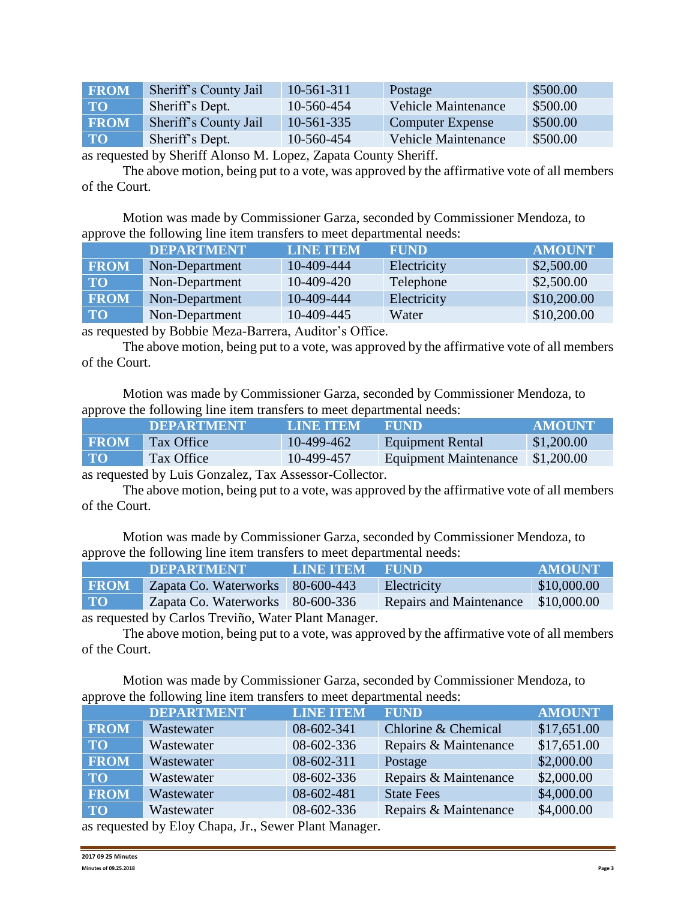| | | | | |
|---|---|---|---|---|
| **FROM** | Sheriff's County Jail | 10-561-311 | Postage | $500.00 |
| **TO** | Sheriff's Dept. | 10-560-454 | Vehicle Maintenance | $500.00 |
| **FROM** | Sheriff's County Jail | 10-561-335 | Computer Expense | $500.00 |
| **TO** | Sheriff's Dept. | 10-560-454 | Vehicle Maintenance | $500.00 |

as requested by Sheriff Alonso M. Lopez, Zapata County Sheriff.

The above motion, being put to a vote, was approved by the affirmative vote of all members of the Court.

Motion was made by Commissioner Garza, seconded by Commissioner Mendoza, to approve the following line item transfers to meet departmental needs:

| | DEPARTMENT | LINE ITEM | FUND | AMOUNT |
|---|---|---|---|---|
| **FROM** | Non-Department | 10-409-444 | Electricity | $2,500.00 |
| **TO** | Non-Department | 10-409-420 | Telephone | $2,500.00 |
| **FROM** | Non-Department | 10-409-444 | Electricity | $10,200.00 |
| **TO** | Non-Department | 10-409-445 | Water | $10,200.00 |

as requested by Bobbie Meza-Barrera, Auditor's Office.

The above motion, being put to a vote, was approved by the affirmative vote of all members of the Court.

Motion was made by Commissioner Garza, seconded by Commissioner Mendoza, to approve the following line item transfers to meet departmental needs:

| | DEPARTMENT | LINE ITEM | FUND | AMOUNT |
|---|---|---|---|---|
| **FROM** | Tax Office | 10-499-462 | Equipment Rental | $1,200.00 |
| **TO** | Tax Office | 10-499-457 | Equipment Maintenance | $1,200.00 |

as requested by Luis Gonzalez, Tax Assessor-Collector.

The above motion, being put to a vote, was approved by the affirmative vote of all members of the Court.

Motion was made by Commissioner Garza, seconded by Commissioner Mendoza, to approve the following line item transfers to meet departmental needs:

| | DEPARTMENT | LINE ITEM | FUND | AMOUNT |
|---|---|---|---|---|
| **FROM** | Zapata Co. Waterworks | 80-600-443 | Electricity | $10,000.00 |
| **TO** | Zapata Co. Waterworks | 80-600-336 | Repairs and Maintenance | $10,000.00 |

as requested by Carlos Treviño, Water Plant Manager.

The above motion, being put to a vote, was approved by the affirmative vote of all members of the Court.

Motion was made by Commissioner Garza, seconded by Commissioner Mendoza, to approve the following line item transfers to meet departmental needs:

| | DEPARTMENT | LINE ITEM | FUND | AMOUNT |
|---|---|---|---|---|
| **FROM** | Wastewater | 08-602-341 | Chlorine & Chemical | $17,651.00 |
| **TO** | Wastewater | 08-602-336 | Repairs & Maintenance | $17,651.00 |
| **FROM** | Wastewater | 08-602-311 | Postage | $2,000.00 |
| **TO** | Wastewater | 08-602-336 | Repairs & Maintenance | $2,000.00 |
| **FROM** | Wastewater | 08-602-481 | State Fees | $4,000.00 |
| **TO** | Wastewater | 08-602-336 | Repairs & Maintenance | $4,000.00 |

as requested by Eloy Chapa, Jr., Sewer Plant Manager.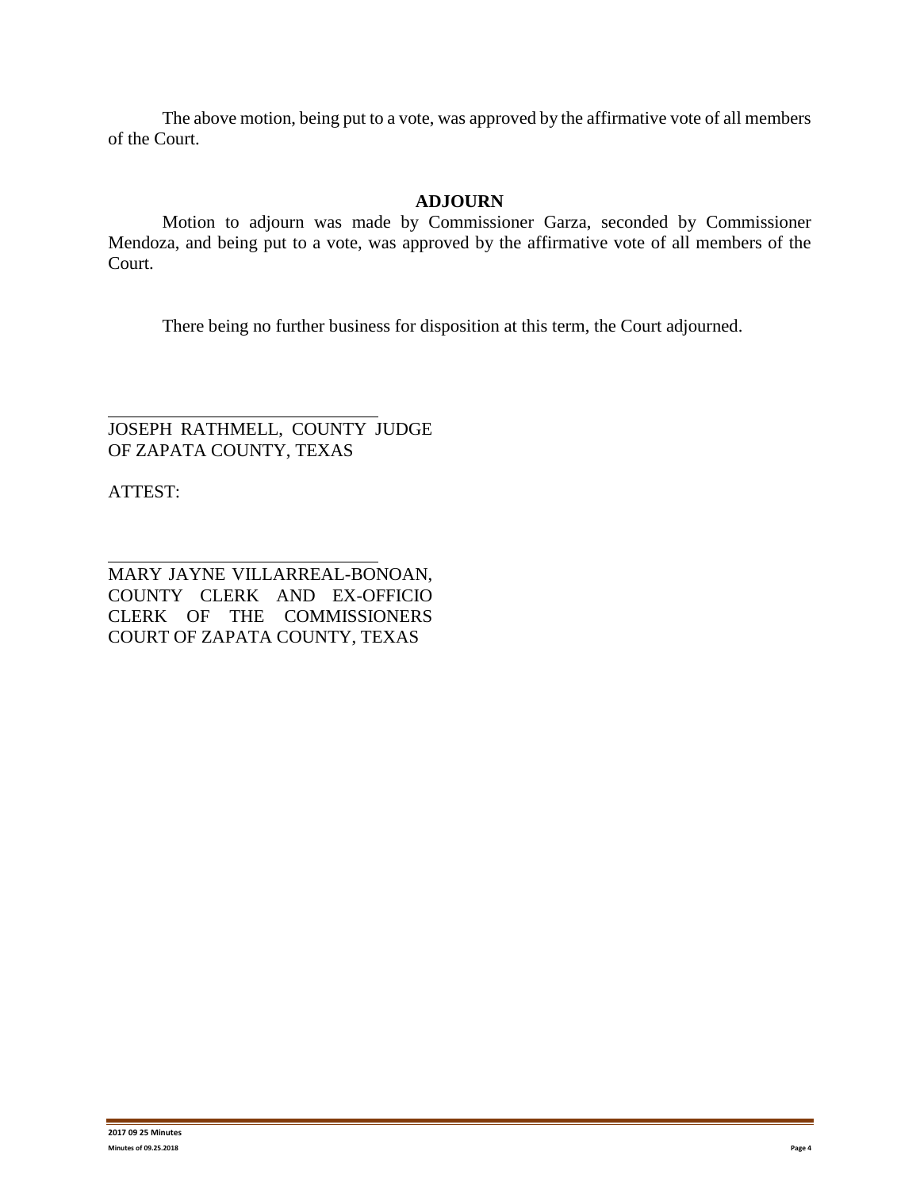The above motion, being put to a vote, was approved by the affirmative vote of all members of the Court.

## ADJOURN

Motion to adjourn was made by Commissioner Garza, seconded by Commissioner Mendoza, and being put to a vote, was approved by the affirmative vote of all members of the Court.

There being no further business for disposition at this term, the Court adjourned.

\_\_\_\_\_\_\_\_\_\_\_\_\_\_\_\_\_\_\_\_\_\_\_\_\_\_\_\_\_\_\_\_

JOSEPH RATHMELL, COUNTY JUDGE
OF ZAPATA COUNTY, TEXAS

ATTEST:

\_\_\_\_\_\_\_\_\_\_\_\_\_\_\_\_\_\_\_\_\_\_\_\_\_\_\_\_\_\_\_\_

MARY JAYNE VILLARREAL-BONOAN,
COUNTY CLERK AND EX-OFFICIO
CLERK OF THE COMMISSIONERS
COURT OF ZAPATA COUNTY, TEXAS